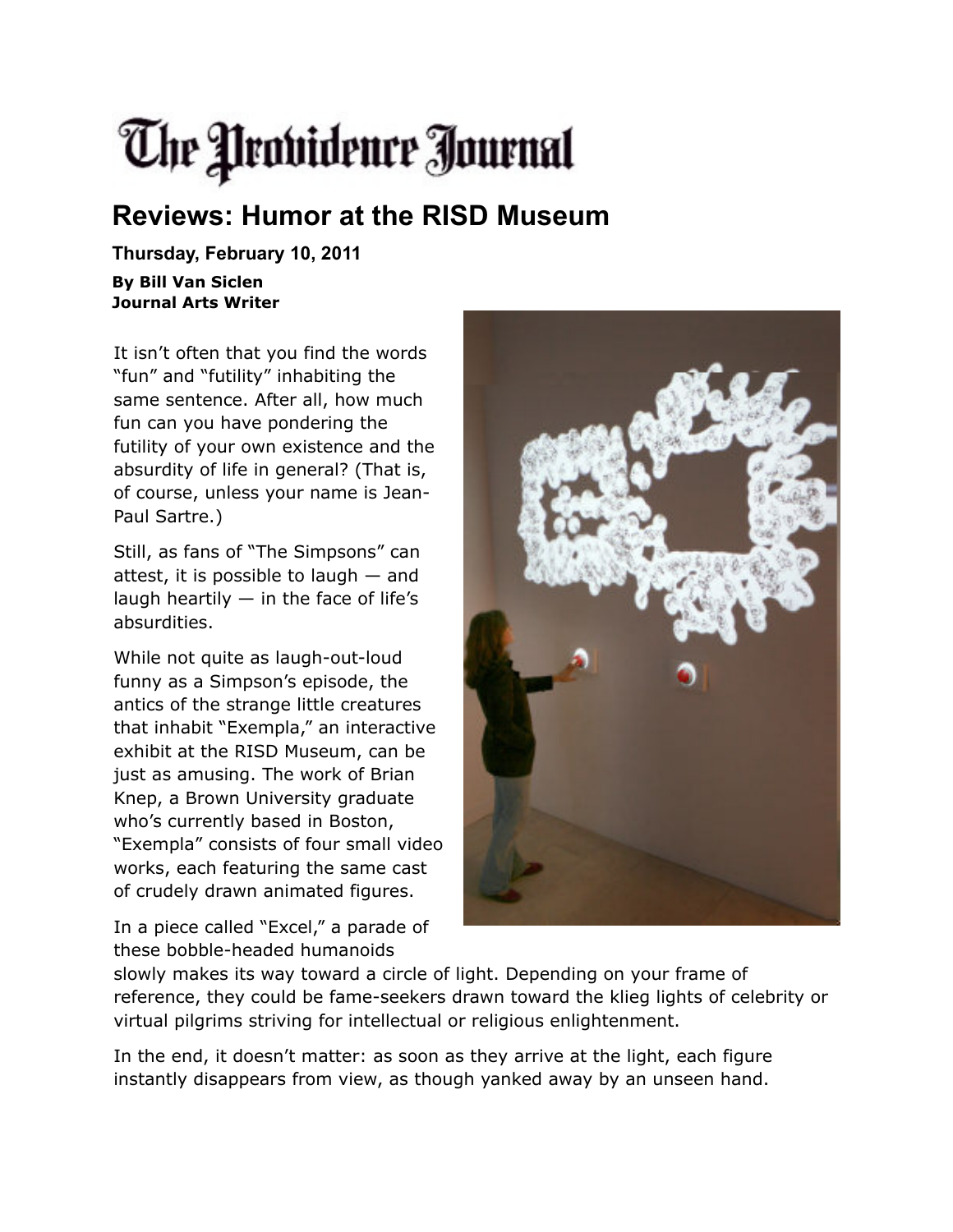# The Providence Journal

## Reviews: Humor at the RISD Museum

**Thursday, February 10, 2011**

**By Bill Van Siclen**
**Journal Arts Writer**

It isn't often that you find the words "fun" and "futility" inhabiting the same sentence. After all, how much fun can you have pondering the futility of your own existence and the absurdity of life in general? (That is, of course, unless your name is Jean-Paul Sartre.)

Still, as fans of "The Simpsons" can attest, it is possible to laugh — and laugh heartily — in the face of life's absurdities.

While not quite as laugh-out-loud funny as a Simpson's episode, the antics of the strange little creatures that inhabit "Exempla," an interactive exhibit at the RISD Museum, can be just as amusing. The work of Brian Knep, a Brown University graduate who's currently based in Boston, "Exempla" consists of four small video works, each featuring the same cast of crudely drawn animated figures.

In a piece called "Excel," a parade of these bobble-headed humanoids slowly makes its way toward a circle of light. Depending on your frame of reference, they could be fame-seekers drawn toward the klieg lights of celebrity or virtual pilgrims striving for intellectual or religious enlightenment.

In the end, it doesn't matter: as soon as they arrive at the light, each figure instantly disappears from view, as though yanked away by an unseen hand.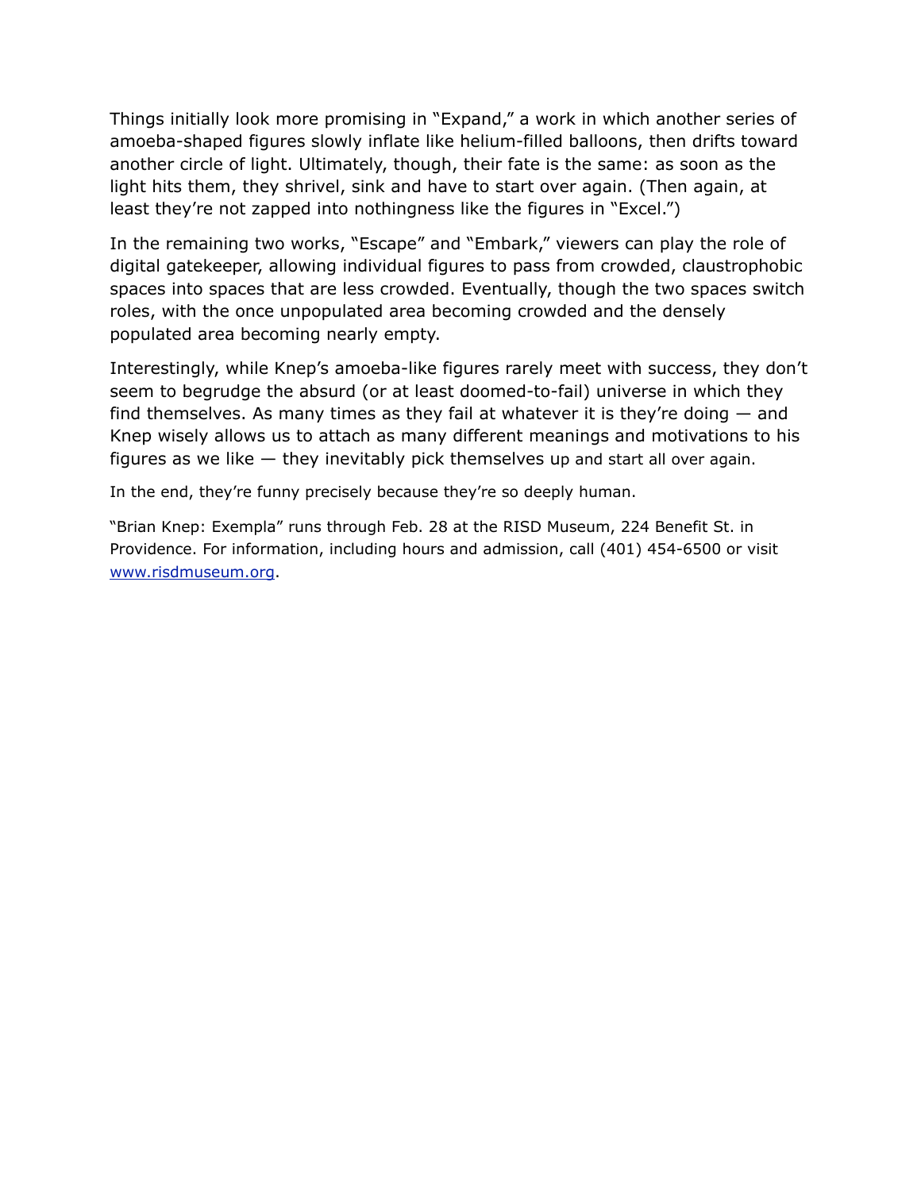Things initially look more promising in "Expand," a work in which another series of amoeba-shaped figures slowly inflate like helium-filled balloons, then drifts toward another circle of light. Ultimately, though, their fate is the same: as soon as the light hits them, they shrivel, sink and have to start over again. (Then again, at least they're not zapped into nothingness like the figures in "Excel.")

In the remaining two works, "Escape" and "Embark," viewers can play the role of digital gatekeeper, allowing individual figures to pass from crowded, claustrophobic spaces into spaces that are less crowded. Eventually, though the two spaces switch roles, with the once unpopulated area becoming crowded and the densely populated area becoming nearly empty.

Interestingly, while Knep's amoeba-like figures rarely meet with success, they don't seem to begrudge the absurd (or at least doomed-to-fail) universe in which they find themselves. As many times as they fail at whatever it is they're doing — and Knep wisely allows us to attach as many different meanings and motivations to his figures as we like — they inevitably pick themselves up and start all over again.

In the end, they're funny precisely because they're so deeply human.

"Brian Knep: Exempla" runs through Feb. 28 at the RISD Museum, 224 Benefit St. in Providence. For information, including hours and admission, call (401) 454-6500 or visit [www.risdmuseum.org](http://www.risdmuseum.org).